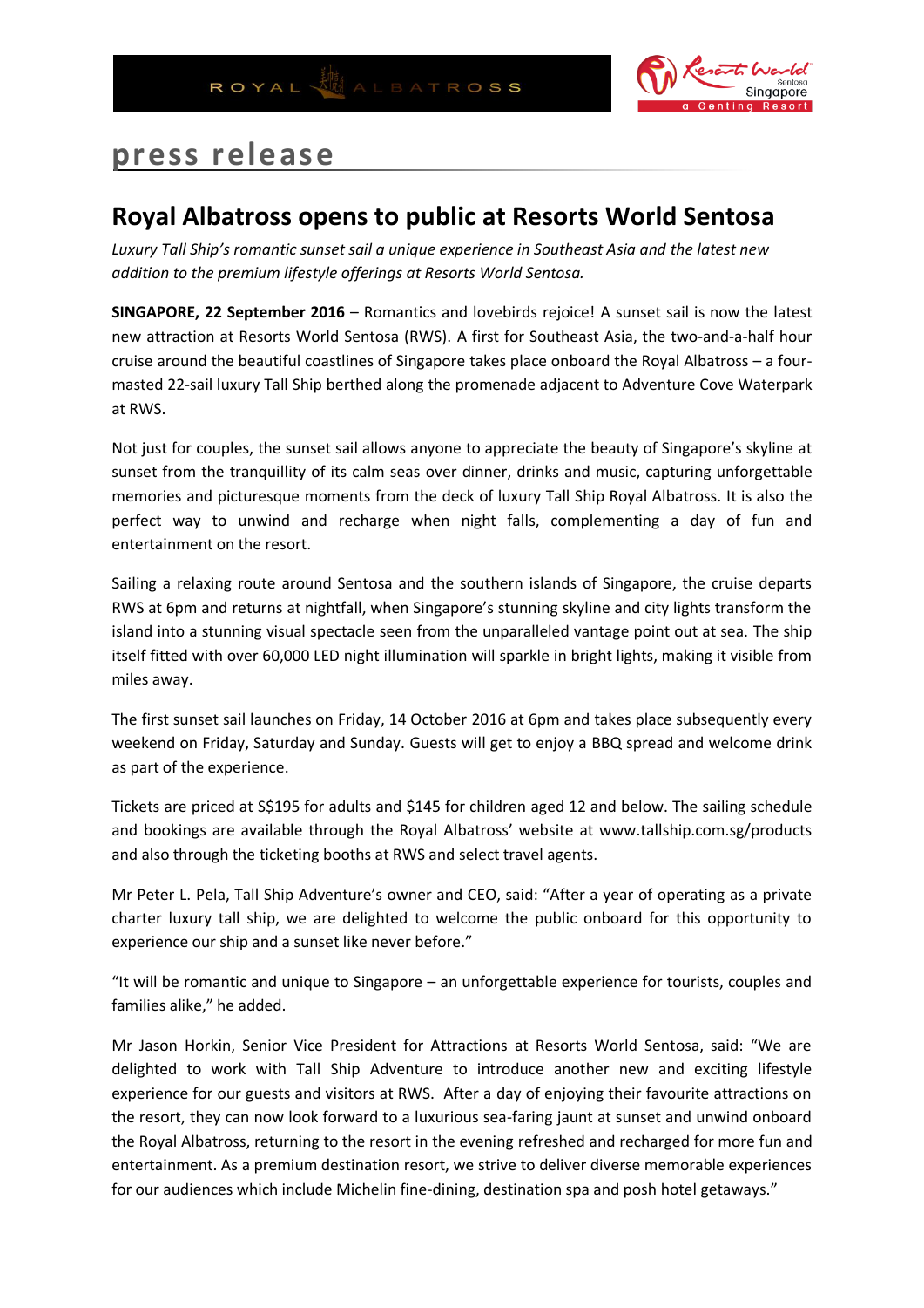# press release

## Royal Albatross opens to public at Resorts World Sentosa

*Luxury Tall Ship's romantic sunset sail a unique experience in Southeast Asia and the latest new addition to the premium lifestyle offerings at Resorts World Sentosa.*

**SINGAPORE, 22 September 2016** – Romantics and lovebirds rejoice! A sunset sail is now the latest new attraction at Resorts World Sentosa (RWS). A first for Southeast Asia, the two-and-a-half hour cruise around the beautiful coastlines of Singapore takes place onboard the Royal Albatross – a four-masted 22-sail luxury Tall Ship berthed along the promenade adjacent to Adventure Cove Waterpark at RWS.

Not just for couples, the sunset sail allows anyone to appreciate the beauty of Singapore's skyline at sunset from the tranquillity of its calm seas over dinner, drinks and music, capturing unforgettable memories and picturesque moments from the deck of luxury Tall Ship Royal Albatross. It is also the perfect way to unwind and recharge when night falls, complementing a day of fun and entertainment on the resort.

Sailing a relaxing route around Sentosa and the southern islands of Singapore, the cruise departs RWS at 6pm and returns at nightfall, when Singapore's stunning skyline and city lights transform the island into a stunning visual spectacle seen from the unparalleled vantage point out at sea. The ship itself fitted with over 60,000 LED night illumination will sparkle in bright lights, making it visible from miles away.

The first sunset sail launches on Friday, 14 October 2016 at 6pm and takes place subsequently every weekend on Friday, Saturday and Sunday. Guests will get to enjoy a BBQ spread and welcome drink as part of the experience.

Tickets are priced at S$195 for adults and $145 for children aged 12 and below. The sailing schedule and bookings are available through the Royal Albatross' website at www.tallship.com.sg/products and also through the ticketing booths at RWS and select travel agents.

Mr Peter L. Pela, Tall Ship Adventure's owner and CEO, said: "After a year of operating as a private charter luxury tall ship, we are delighted to welcome the public onboard for this opportunity to experience our ship and a sunset like never before."

"It will be romantic and unique to Singapore – an unforgettable experience for tourists, couples and families alike," he added.

Mr Jason Horkin, Senior Vice President for Attractions at Resorts World Sentosa, said: "We are delighted to work with Tall Ship Adventure to introduce another new and exciting lifestyle experience for our guests and visitors at RWS. After a day of enjoying their favourite attractions on the resort, they can now look forward to a luxurious sea-faring jaunt at sunset and unwind onboard the Royal Albatross, returning to the resort in the evening refreshed and recharged for more fun and entertainment. As a premium destination resort, we strive to deliver diverse memorable experiences for our audiences which include Michelin fine-dining, destination spa and posh hotel getaways."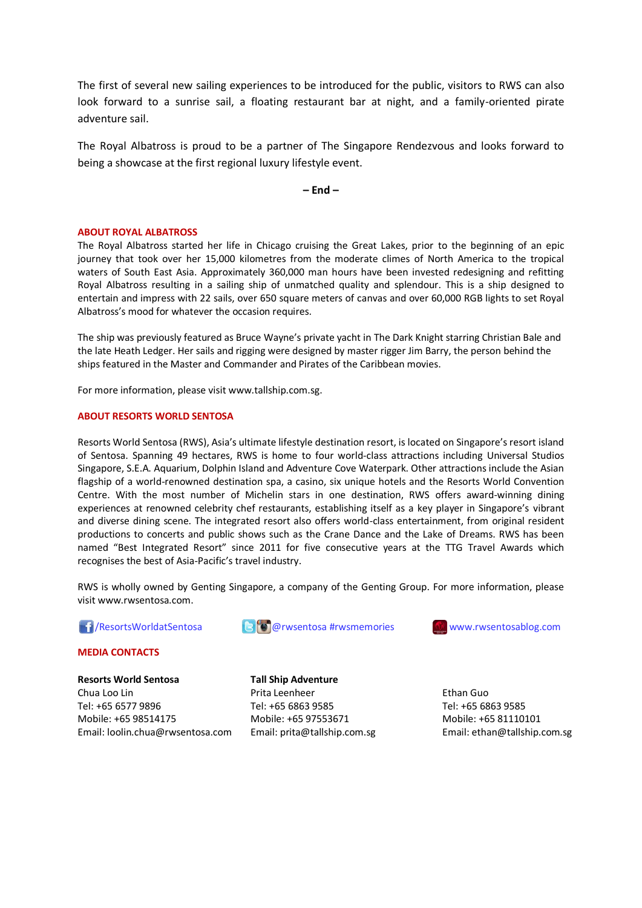The first of several new sailing experiences to be introduced for the public, visitors to RWS can also look forward to a sunrise sail, a floating restaurant bar at night, and a family-oriented pirate adventure sail.

The Royal Albatross is proud to be a partner of The Singapore Rendezvous and looks forward to being a showcase at the first regional luxury lifestyle event.

**– End –**

### ABOUT ROYAL ALBATROSS

The Royal Albatross started her life in Chicago cruising the Great Lakes, prior to the beginning of an epic journey that took over her 15,000 kilometres from the moderate climes of North America to the tropical waters of South East Asia. Approximately 360,000 man hours have been invested redesigning and refitting Royal Albatross resulting in a sailing ship of unmatched quality and splendour. This is a ship designed to entertain and impress with 22 sails, over 650 square meters of canvas and over 60,000 RGB lights to set Royal Albatross's mood for whatever the occasion requires.

The ship was previously featured as Bruce Wayne's private yacht in The Dark Knight starring Christian Bale and the late Heath Ledger. Her sails and rigging were designed by master rigger Jim Barry, the person behind the ships featured in the Master and Commander and Pirates of the Caribbean movies.

For more information, please visit www.tallship.com.sg.

### ABOUT RESORTS WORLD SENTOSA

Resorts World Sentosa (RWS), Asia's ultimate lifestyle destination resort, is located on Singapore's resort island of Sentosa. Spanning 49 hectares, RWS is home to four world-class attractions including Universal Studios Singapore, S.E.A. Aquarium, Dolphin Island and Adventure Cove Waterpark. Other attractions include the Asian flagship of a world-renowned destination spa, a casino, six unique hotels and the Resorts World Convention Centre. With the most number of Michelin stars in one destination, RWS offers award-winning dining experiences at renowned celebrity chef restaurants, establishing itself as a key player in Singapore's vibrant and diverse dining scene. The integrated resort also offers world-class entertainment, from original resident productions to concerts and public shows such as the Crane Dance and the Lake of Dreams. RWS has been named "Best Integrated Resort" since 2011 for five consecutive years at the TTG Travel Awards which recognises the best of Asia-Pacific's travel industry.

RWS is wholly owned by Genting Singapore, a company of the Genting Group. For more information, please visit www.rwsentosa.com.

/ResortsWorldatSentosa　　@rwsentosa #rwsmemories　　www.rwsentosablog.com

### MEDIA CONTACTS

**Resorts World Sentosa**
Chua Loo Lin
Tel: +65 6577 9896
Mobile: +65 98514175
Email: loolin.chua@rwsentosa.com

**Tall Ship Adventure**
Prita Leenheer
Tel: +65 6863 9585
Mobile: +65 97553671
Email: prita@tallship.com.sg

Ethan Guo
Tel: +65 6863 9585
Mobile: +65 81110101
Email: ethan@tallship.com.sg